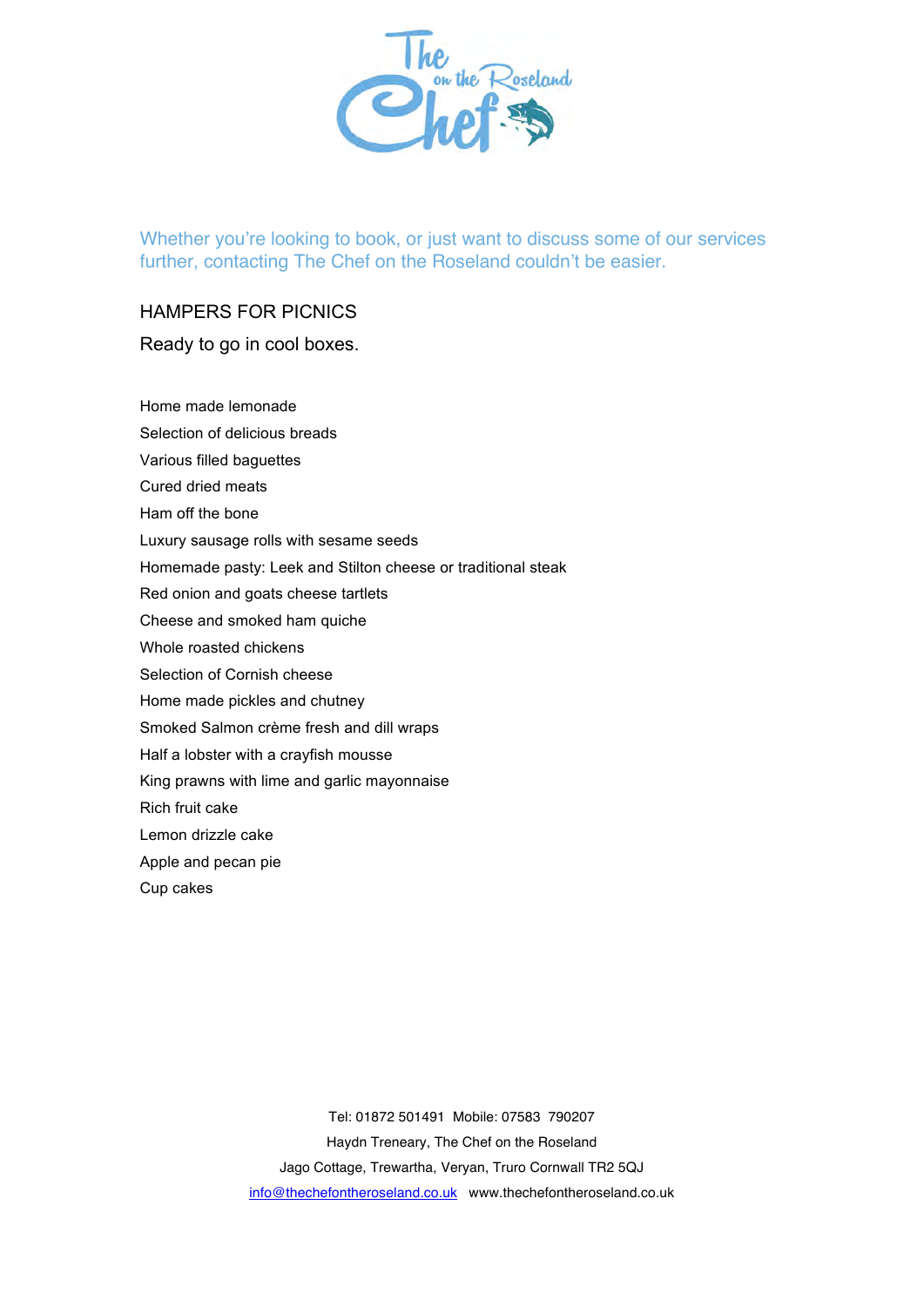Whether you're looking to book, or just want to discuss some of our services further, contacting The Chef on the Roseland couldn't be easier.

## HAMPERS FOR PICNICS

Ready to go in cool boxes.

Home made lemonade

Selection of delicious breads

Various filled baguettes

Cured dried meats

Ham off the bone

Luxury sausage rolls with sesame seeds

Homemade pasty: Leek and Stilton cheese or traditional steak

Red onion and goats cheese tartlets

Cheese and smoked ham quiche

Whole roasted chickens

Selection of Cornish cheese

Home made pickles and chutney

Smoked Salmon crème fresh and dill wraps

Half a lobster with a crayfish mousse

King prawns with lime and garlic mayonnaise

Rich fruit cake

Lemon drizzle cake

Apple and pecan pie

Cup cakes

Tel: 01872 501491 Mobile: 07583 790207

Haydn Treneary, The Chef on the Roseland

Jago Cottage, Trewartha, Veryan, Truro Cornwall TR2 5QJ

info@thechefontheroseland.co.uk www.thechefontheroseland.co.uk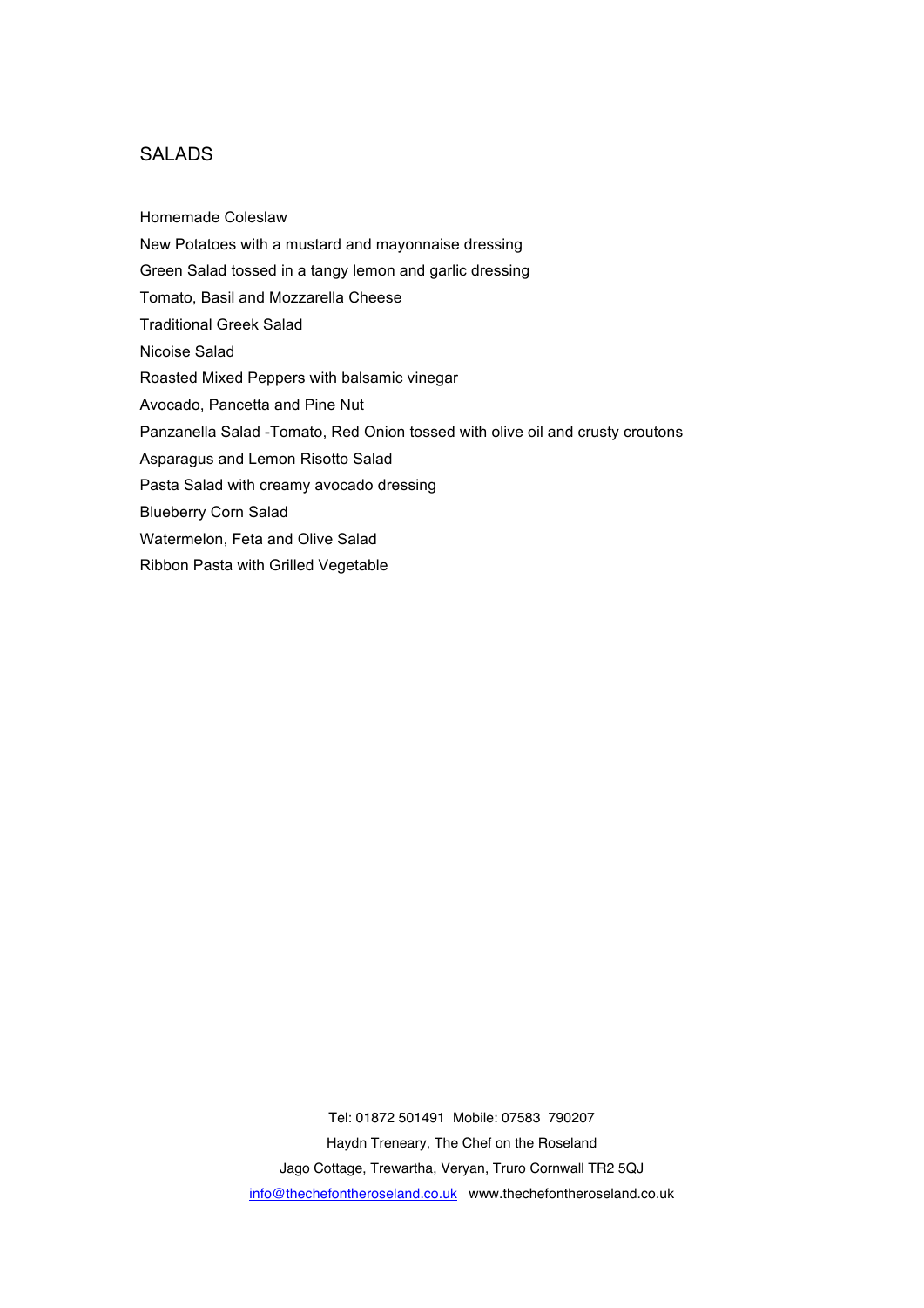## SALADS

Homemade Coleslaw

New Potatoes with a mustard and mayonnaise dressing

Green Salad tossed in a tangy lemon and garlic dressing

Tomato, Basil and Mozzarella Cheese

Traditional Greek Salad

Nicoise Salad

Roasted Mixed Peppers with balsamic vinegar

Avocado, Pancetta and Pine Nut

Panzanella Salad -Tomato, Red Onion tossed with olive oil and crusty croutons

Asparagus and Lemon Risotto Salad

Pasta Salad with creamy avocado dressing

Blueberry Corn Salad

Watermelon, Feta and Olive Salad

Ribbon Pasta with Grilled Vegetable